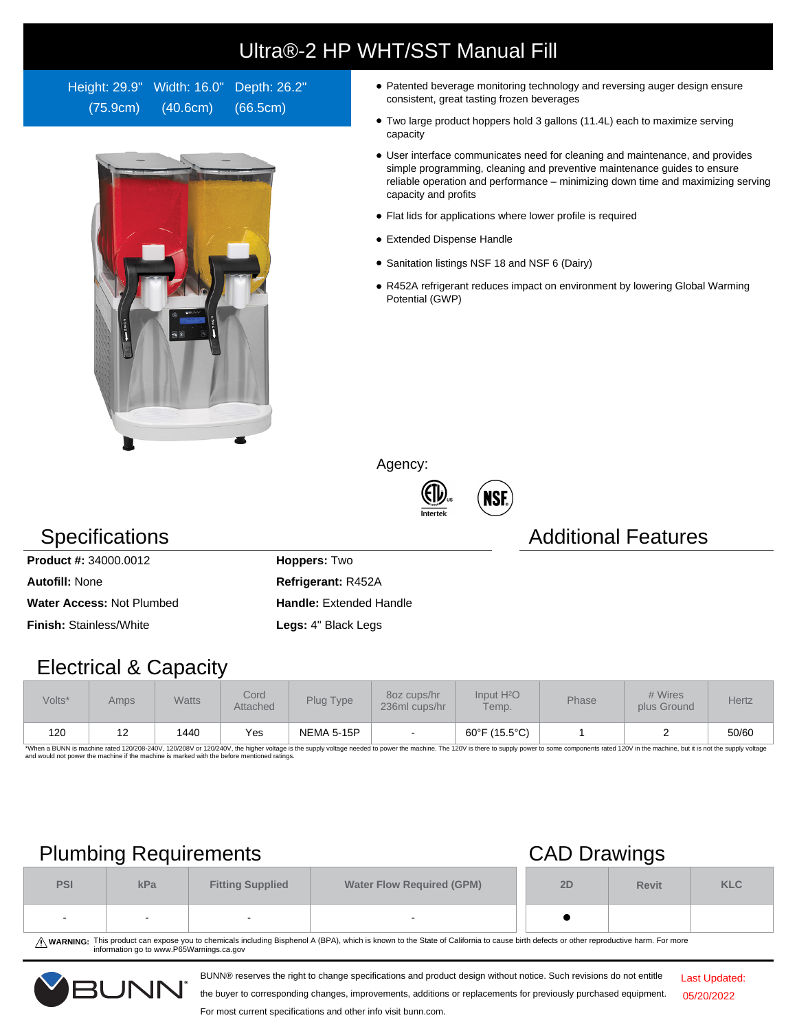# Ultra®-2 HP WHT/SST Manual Fill

Height: 29.9" (75.9cm) Width: 16.0" (40.6cm) Depth: 26.2" (66.5cm)

- Patented beverage monitoring technology and reversing auger design ensure consistent, great tasting frozen beverages
- Two large product hoppers hold 3 gallons (11.4L) each to maximize serving capacity
- User interface communicates need for cleaning and maintenance, and provides simple programming, cleaning and preventive maintenance guides to ensure reliable operation and performance – minimizing down time and maximizing serving capacity and profits
- Flat lids for applications where lower profile is required
- Extended Dispense Handle
- Sanitation listings NSF 18 and NSF 6 (Dairy)
- R452A refrigerant reduces impact on environment by lowering Global Warming Potential (GWP)

Agency:

## Specifications

**Product #:** 34000.0012

**Autofill:** None

**Water Access:** Not Plumbed

**Finish:** Stainless/White

**Hoppers:** Two

**Refrigerant:** R452A

**Handle:** Extended Handle

**Legs:** 4" Black Legs

## Additional Features

## Electrical & Capacity

| Volts* | Amps | Watts | Cord Attached | Plug Type | 8oz cups/hr 236ml cups/hr | Input $H_2O$ Temp. | Phase | # Wires plus Ground | Hertz |
|---|---|---|---|---|---|---|---|---|---|
| 120 | 12 | 1440 | Yes | NEMA 5-15P | - | 60°F (15.5°C) | 1 | 2 | 50/60 |

*When a BUNN is machine rated 120/208-240V, 120/208V or 120/240V, the higher voltage is the supply voltage needed to power the machine. The 120V is there to supply power to some components rated 120V in the machine, but it is not the supply voltage and would not power the machine if the machine is marked with the before mentioned ratings.

## Plumbing Requirements

| PSI | kPa | Fitting Supplied | Water Flow Required (GPM) |
|---|---|---|---|
| - | - | - | - |

## CAD Drawings

| 2D | Revit | KLC |
|---|---|---|
| ● | | |

⚠ **WARNING:** This product can expose you to chemicals including Bisphenol A (BPA), which is known to the State of California to cause birth defects or other reproductive harm. For more information go to www.P65Warnings.ca.gov

BUNN® reserves the right to change specifications and product design without notice. Such revisions do not entitle the buyer to corresponding changes, improvements, additions or replacements for previously purchased equipment. For most current specifications and other info visit bunn.com.

Last Updated: 05/20/2022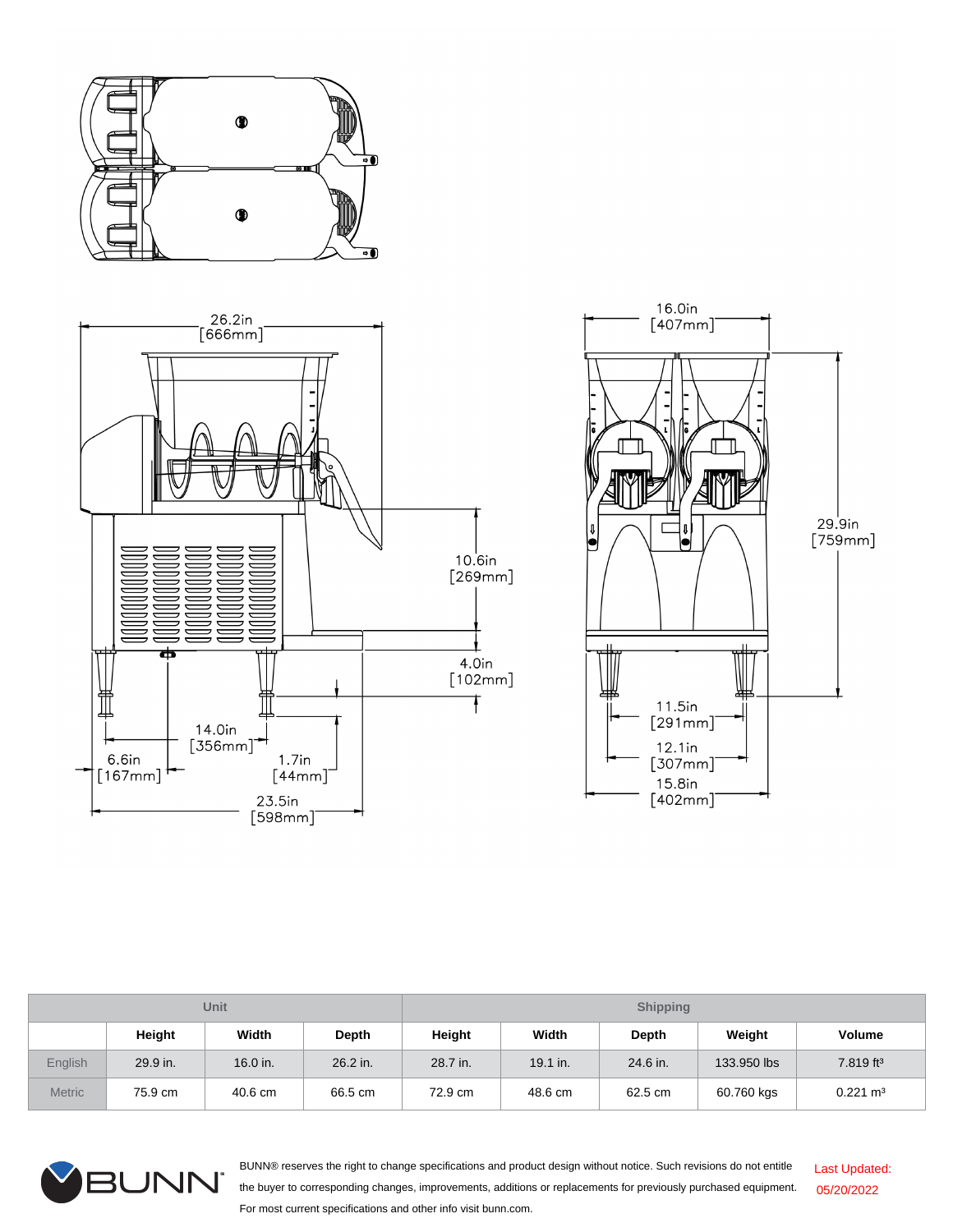26.2in
[666mm]

16.0in
[407mm]

10.6in
[269mm]

29.9in
[759mm]

4.0in
[102mm]

11.5in
[291mm]

14.0in
[356mm]

12.1in
[307mm]

6.6in
[167mm]

1.7in
[44mm]

15.8in
[402mm]

23.5in
[598mm]

| | Unit | | | Shipping | | | | |
|---|---|---|---|---|---|---|---|---|
| | Height | Width | Depth | Height | Width | Depth | Weight | Volume |
| English | 29.9 in. | 16.0 in. | 26.2 in. | 28.7 in. | 19.1 in. | 24.6 in. | 133.950 lbs | 7.819 $ft^3$ |
| Metric | 75.9 cm | 40.6 cm | 66.5 cm | 72.9 cm | 48.6 cm | 62.5 cm | 60.760 kgs | 0.221 $m^3$ |

BUNN® reserves the right to change specifications and product design without notice. Such revisions do not entitle the buyer to corresponding changes, improvements, additions or replacements for previously purchased equipment. For most current specifications and other info visit bunn.com.

Last Updated: 05/20/2022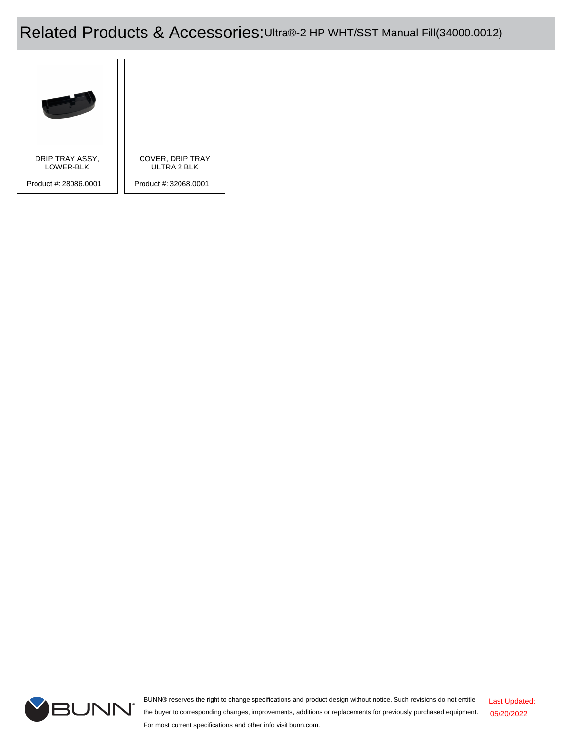# Related Products & Accessories: Ultra®-2 HP WHT/SST Manual Fill(34000.0012)

| Product | Product # |
| --- | --- |
| DRIP TRAY ASSY, LOWER-BLK | 28086.0001 |
| COVER, DRIP TRAY ULTRA 2 BLK | 32068.0001 |

BUNN® reserves the right to change specifications and product design without notice. Such revisions do not entitle the buyer to corresponding changes, improvements, additions or replacements for previously purchased equipment. For most current specifications and other info visit bunn.com.

Last Updated: 05/20/2022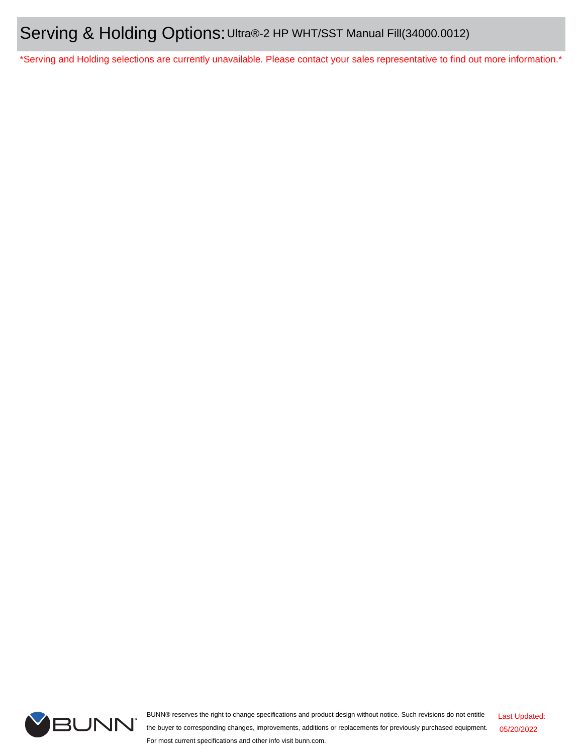# Serving & Holding Options: Ultra®-2 HP WHT/SST Manual Fill(34000.0012)

*Serving and Holding selections are currently unavailable. Please contact your sales representative to find out more information.*

BUNN® reserves the right to change specifications and product design without notice. Such revisions do not entitle the buyer to corresponding changes, improvements, additions or replacements for previously purchased equipment. For most current specifications and other info visit bunn.com.

Last Updated: 05/20/2022